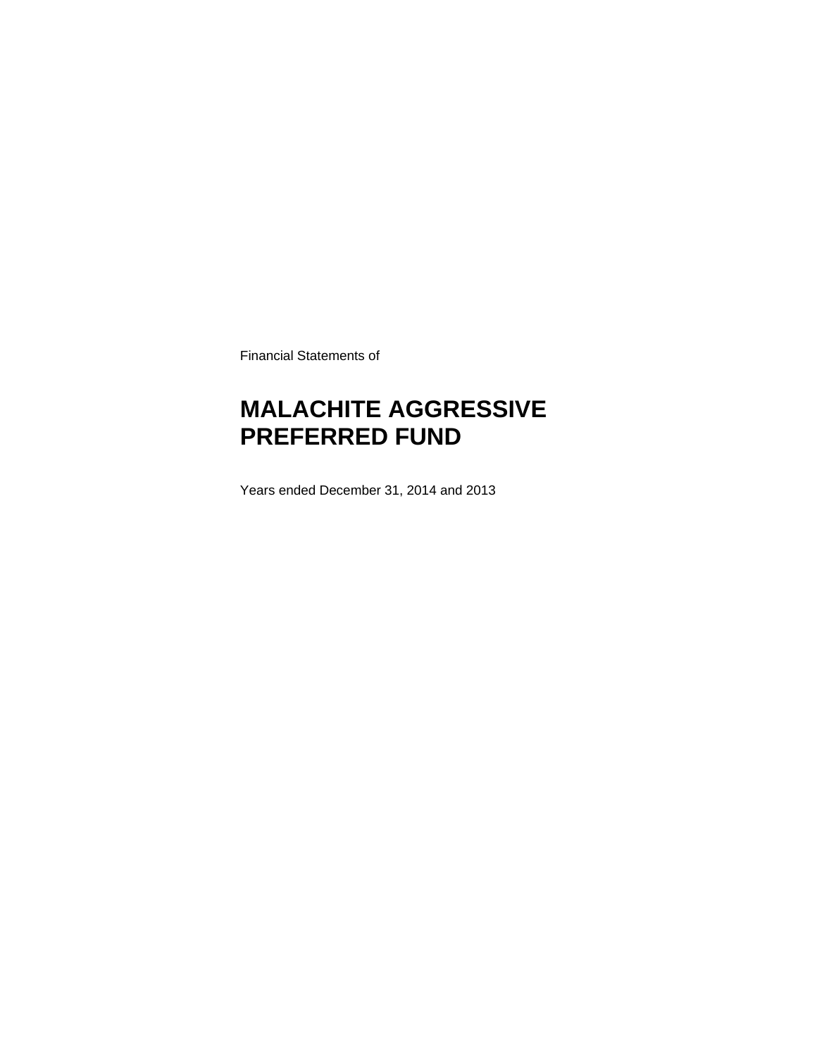Financial Statements of

# MALACHITE AGGRESSIVE PREFERRED FUND

Years ended December 31, 2014 and 2013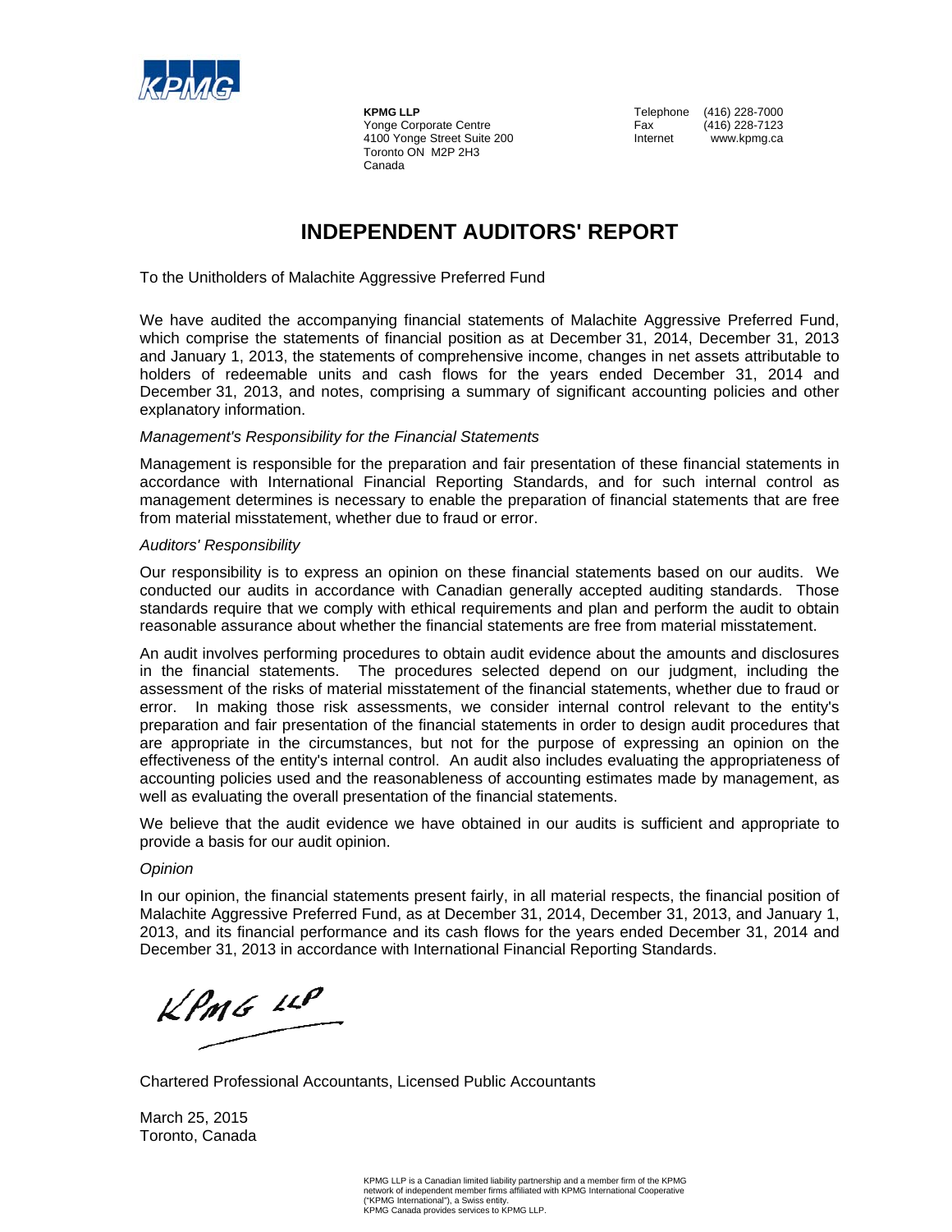**KPMG LLP**
Yonge Corporate Centre
4100 Yonge Street Suite 200
Toronto ON M2P 2H3
Canada

Telephone (416) 228-7000
Fax (416) 228-7123
Internet www.kpmg.ca

# INDEPENDENT AUDITORS' REPORT

To the Unitholders of Malachite Aggressive Preferred Fund

We have audited the accompanying financial statements of Malachite Aggressive Preferred Fund, which comprise the statements of financial position as at December 31, 2014, December 31, 2013 and January 1, 2013, the statements of comprehensive income, changes in net assets attributable to holders of redeemable units and cash flows for the years ended December 31, 2014 and December 31, 2013, and notes, comprising a summary of significant accounting policies and other explanatory information.

*Management's Responsibility for the Financial Statements*

Management is responsible for the preparation and fair presentation of these financial statements in accordance with International Financial Reporting Standards, and for such internal control as management determines is necessary to enable the preparation of financial statements that are free from material misstatement, whether due to fraud or error.

*Auditors' Responsibility*

Our responsibility is to express an opinion on these financial statements based on our audits. We conducted our audits in accordance with Canadian generally accepted auditing standards. Those standards require that we comply with ethical requirements and plan and perform the audit to obtain reasonable assurance about whether the financial statements are free from material misstatement.

An audit involves performing procedures to obtain audit evidence about the amounts and disclosures in the financial statements. The procedures selected depend on our judgment, including the assessment of the risks of material misstatement of the financial statements, whether due to fraud or error. In making those risk assessments, we consider internal control relevant to the entity's preparation and fair presentation of the financial statements in order to design audit procedures that are appropriate in the circumstances, but not for the purpose of expressing an opinion on the effectiveness of the entity's internal control. An audit also includes evaluating the appropriateness of accounting policies used and the reasonableness of accounting estimates made by management, as well as evaluating the overall presentation of the financial statements.

We believe that the audit evidence we have obtained in our audits is sufficient and appropriate to provide a basis for our audit opinion.

*Opinion*

In our opinion, the financial statements present fairly, in all material respects, the financial position of Malachite Aggressive Preferred Fund, as at December 31, 2014, December 31, 2013, and January 1, 2013, and its financial performance and its cash flows for the years ended December 31, 2014 and December 31, 2013 in accordance with International Financial Reporting Standards.

KPMG LLP

Chartered Professional Accountants, Licensed Public Accountants

March 25, 2015
Toronto, Canada

KPMG LLP is a Canadian limited liability partnership and a member firm of the KPMG network of independent member firms affiliated with KPMG International Cooperative ("KPMG International"), a Swiss entity.
KPMG Canada provides services to KPMG LLP.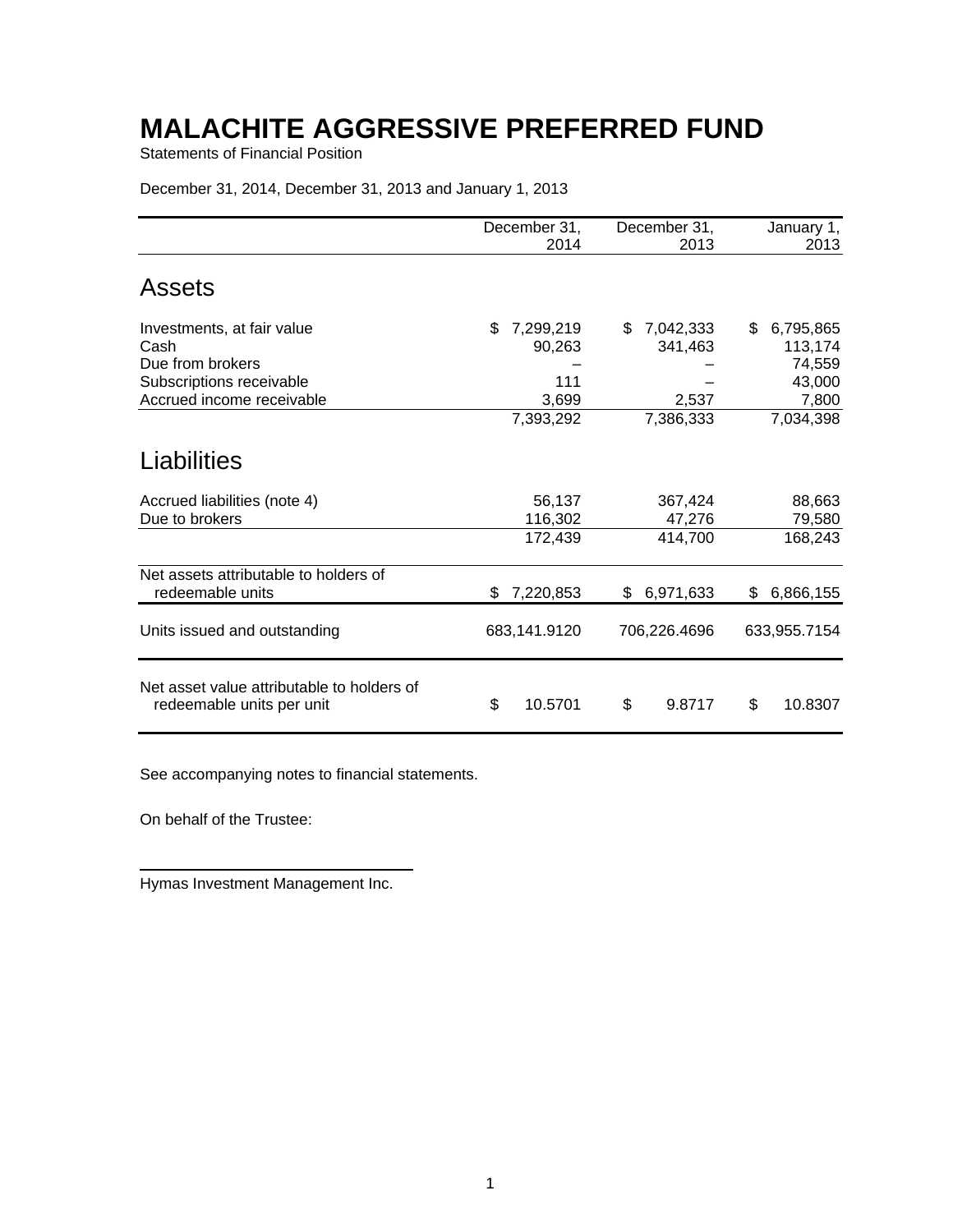# MALACHITE AGGRESSIVE PREFERRED FUND

Statements of Financial Position

December 31, 2014, December 31, 2013 and January 1, 2013

| | December 31, 2014 | December 31, 2013 | January 1, 2013 |
|---|---|---|---|
| **Assets** | | | |
| Investments, at fair value | $ 7,299,219 | $ 7,042,333 | $ 6,795,865 |
| Cash | 90,263 | 341,463 | 113,174 |
| Due from brokers | – | – | 74,559 |
| Subscriptions receivable | 111 | – | 43,000 |
| Accrued income receivable | 3,699 | 2,537 | 7,800 |
| | 7,393,292 | 7,386,333 | 7,034,398 |
| **Liabilities** | | | |
| Accrued liabilities (note 4) | 56,137 | 367,424 | 88,663 |
| Due to brokers | 116,302 | 47,276 | 79,580 |
| | 172,439 | 414,700 | 168,243 |
| Net assets attributable to holders of redeemable units | $ 7,220,853 | $ 6,971,633 | $ 6,866,155 |
| Units issued and outstanding | 683,141.9120 | 706,226.4696 | 633,955.7154 |
| Net asset value attributable to holders of redeemable units per unit | $ 10.5701 | $ 9.8717 | $ 10.8307 |

See accompanying notes to financial statements.

On behalf of the Trustee:

Hymas Investment Management Inc.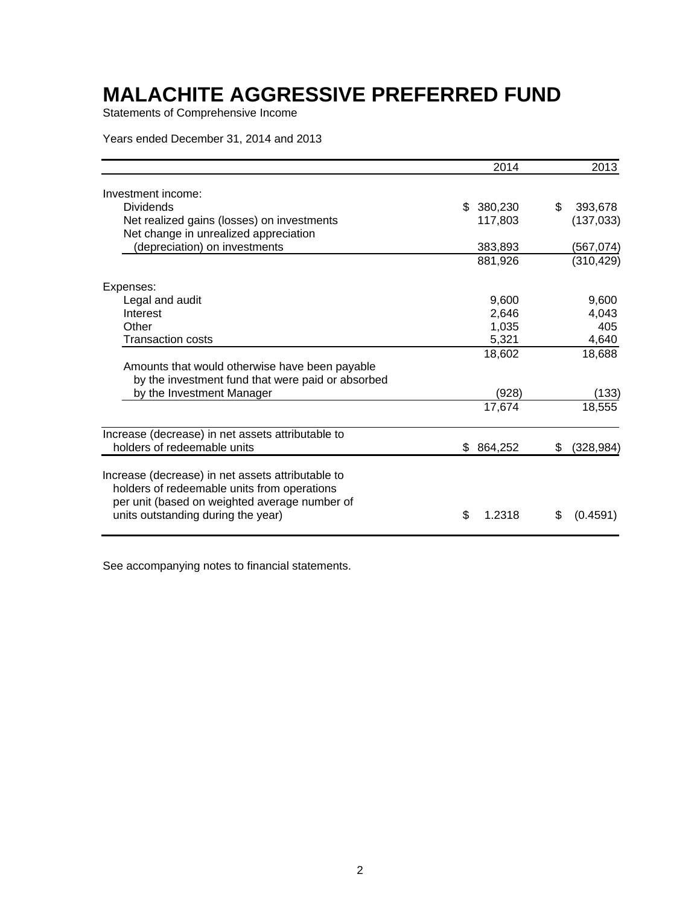# MALACHITE AGGRESSIVE PREFERRED FUND

Statements of Comprehensive Income

Years ended December 31, 2014 and 2013

| | 2014 | 2013 |
|---|---|---|
| Investment income: | | |
| Dividends | $ 380,230 | $ 393,678 |
| Net realized gains (losses) on investments | 117,803 | (137,033) |
| Net change in unrealized appreciation (depreciation) on investments | 383,893 | (567,074) |
| | 881,926 | (310,429) |
| Expenses: | | |
| Legal and audit | 9,600 | 9,600 |
| Interest | 2,646 | 4,043 |
| Other | 1,035 | 405 |
| Transaction costs | 5,321 | 4,640 |
| | 18,602 | 18,688 |
| Amounts that would otherwise have been payable by the investment fund that were paid or absorbed by the Investment Manager | (928) | (133) |
| | 17,674 | 18,555 |
| Increase (decrease) in net assets attributable to holders of redeemable units | $ 864,252 | $ (328,984) |
| Increase (decrease) in net assets attributable to holders of redeemable units from operations per unit (based on weighted average number of units outstanding during the year) | $ 1.2318 | $ (0.4591) |

See accompanying notes to financial statements.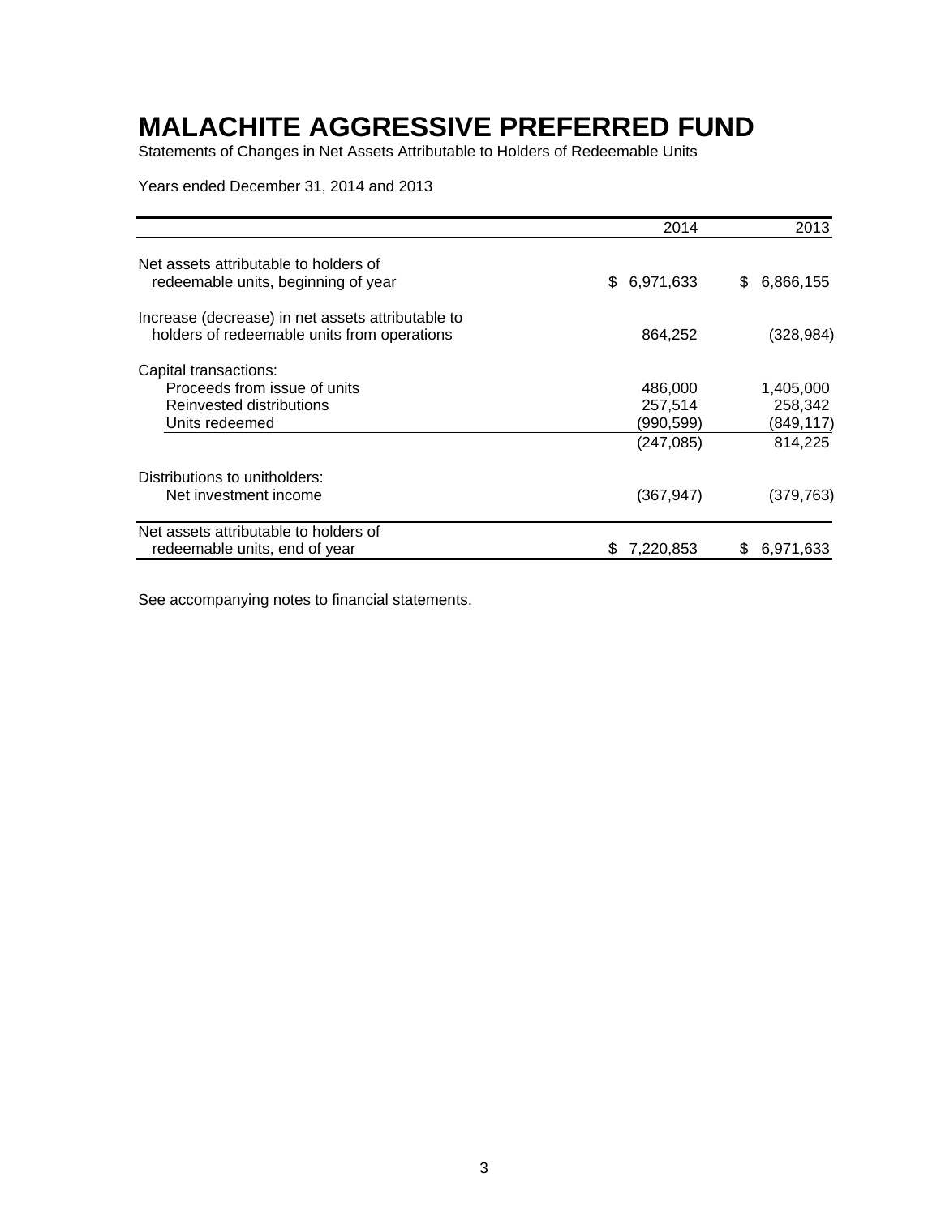# MALACHITE AGGRESSIVE PREFERRED FUND

Statements of Changes in Net Assets Attributable to Holders of Redeemable Units

Years ended December 31, 2014 and 2013

| | 2014 | 2013 |
|---|---|---|
| Net assets attributable to holders of redeemable units, beginning of year | $ 6,971,633 | $ 6,866,155 |
| Increase (decrease) in net assets attributable to holders of redeemable units from operations | 864,252 | (328,984) |
| Capital transactions: | | |
| Proceeds from issue of units | 486,000 | 1,405,000 |
| Reinvested distributions | 257,514 | 258,342 |
| Units redeemed | (990,599) | (849,117) |
| | (247,085) | 814,225 |
| Distributions to unitholders: | | |
| Net investment income | (367,947) | (379,763) |
| Net assets attributable to holders of redeemable units, end of year | $ 7,220,853 | $ 6,971,633 |

See accompanying notes to financial statements.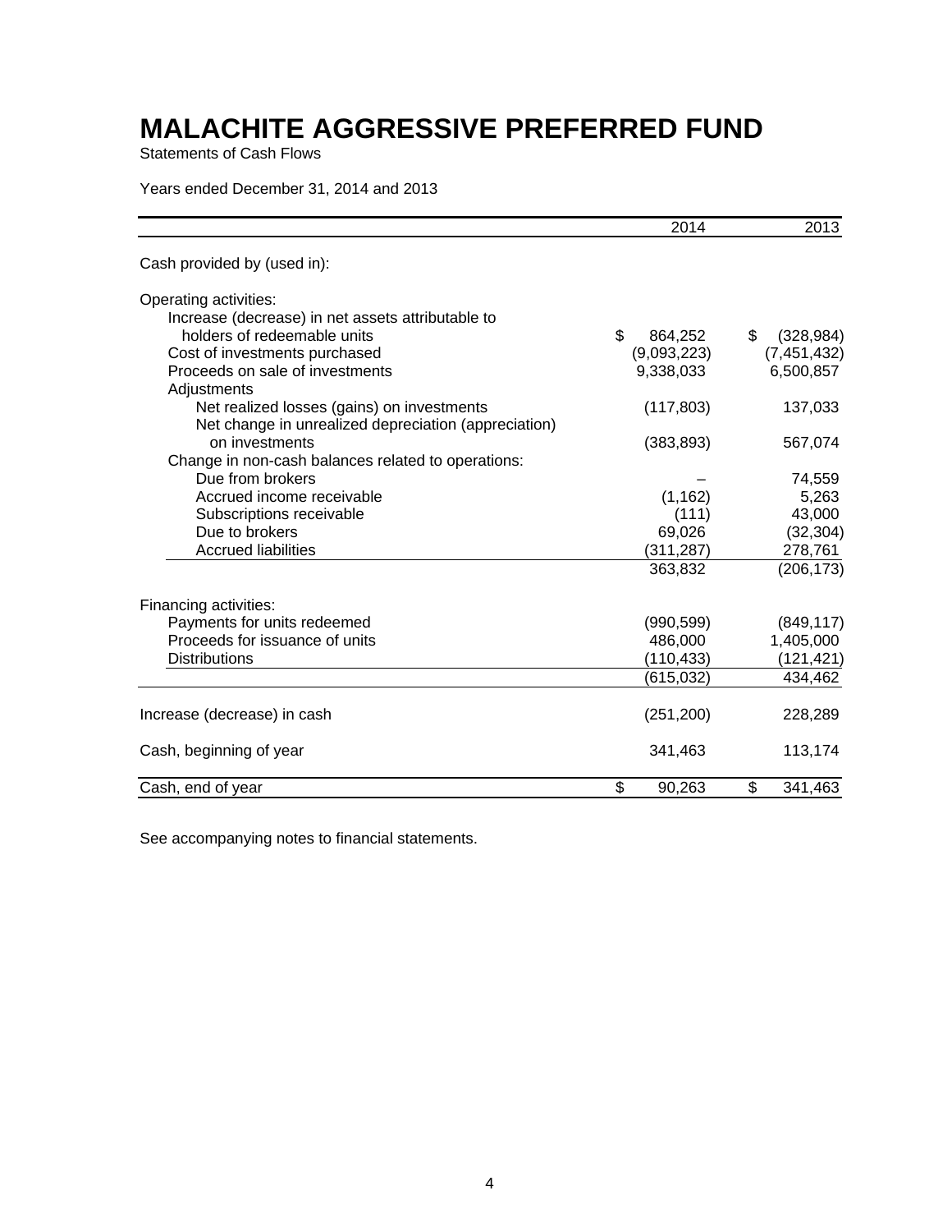# MALACHITE AGGRESSIVE PREFERRED FUND

Statements of Cash Flows

Years ended December 31, 2014 and 2013

| | 2014 | 2013 |
|---|---|---|
| Cash provided by (used in): | | |
| Operating activities: | | |
| Increase (decrease) in net assets attributable to holders of redeemable units | $ 864,252 | $ (328,984) |
| Cost of investments purchased | (9,093,223) | (7,451,432) |
| Proceeds on sale of investments | 9,338,033 | 6,500,857 |
| Adjustments | | |
| Net realized losses (gains) on investments | (117,803) | 137,033 |
| Net change in unrealized depreciation (appreciation) on investments | (383,893) | 567,074 |
| Change in non-cash balances related to operations: | | |
| Due from brokers | – | 74,559 |
| Accrued income receivable | (1,162) | 5,263 |
| Subscriptions receivable | (111) | 43,000 |
| Due to brokers | 69,026 | (32,304) |
| Accrued liabilities | (311,287) | 278,761 |
| | 363,832 | (206,173) |
| Financing activities: | | |
| Payments for units redeemed | (990,599) | (849,117) |
| Proceeds for issuance of units | 486,000 | 1,405,000 |
| Distributions | (110,433) | (121,421) |
| | (615,032) | 434,462 |
| Increase (decrease) in cash | (251,200) | 228,289 |
| Cash, beginning of year | 341,463 | 113,174 |
| Cash, end of year | $ 90,263 | $ 341,463 |

See accompanying notes to financial statements.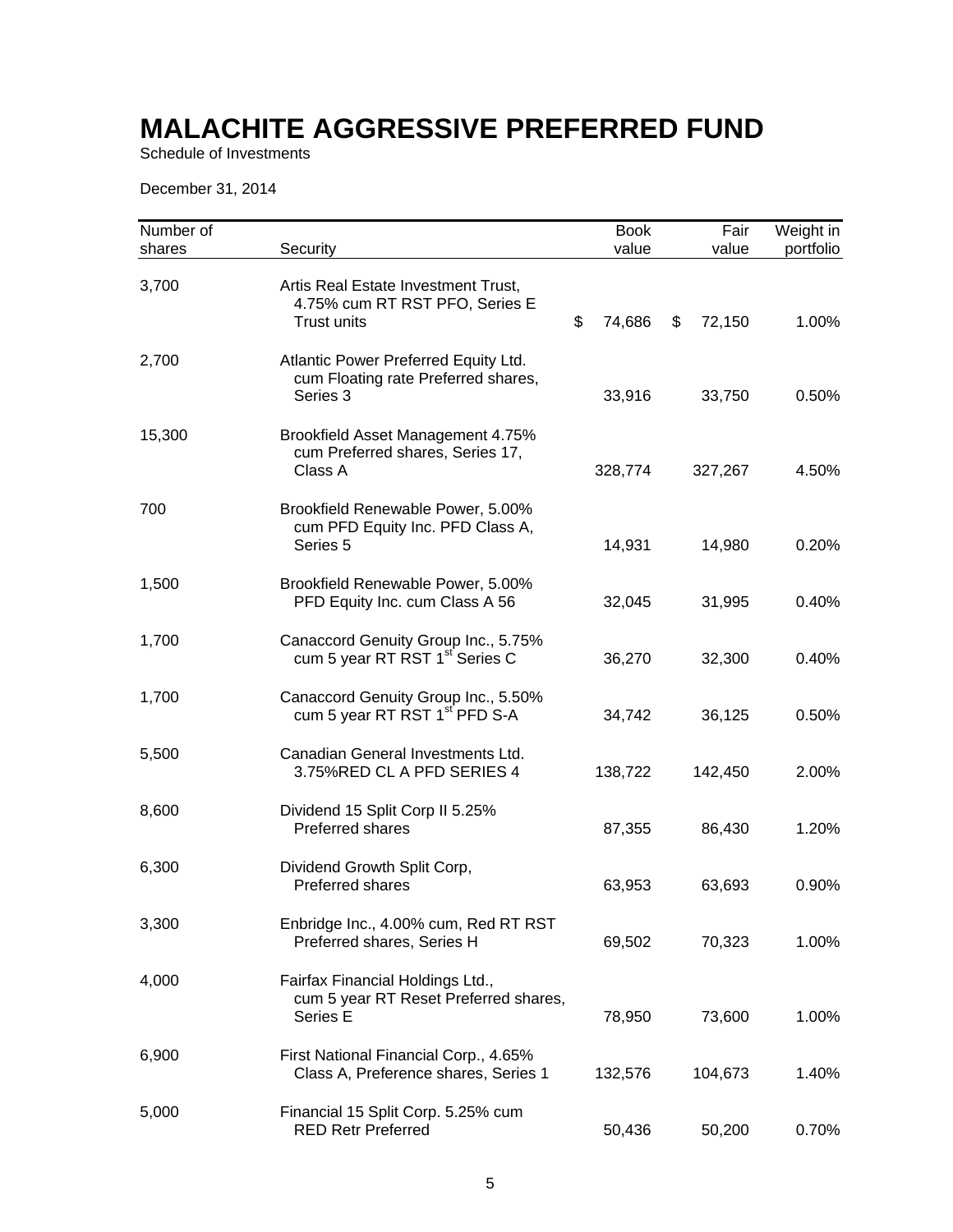# MALACHITE AGGRESSIVE PREFERRED FUND

Schedule of Investments

December 31, 2014

| Number of shares | Security | Book value | Fair value | Weight in portfolio |
|---|---|---|---|---|
| 3,700 | Artis Real Estate Investment Trust, 4.75% cum RT RST PFO, Series E Trust units | $ 74,686 | $ 72,150 | 1.00% |
| 2,700 | Atlantic Power Preferred Equity Ltd. cum Floating rate Preferred shares, Series 3 | 33,916 | 33,750 | 0.50% |
| 15,300 | Brookfield Asset Management 4.75% cum Preferred shares, Series 17, Class A | 328,774 | 327,267 | 4.50% |
| 700 | Brookfield Renewable Power, 5.00% cum PFD Equity Inc. PFD Class A, Series 5 | 14,931 | 14,980 | 0.20% |
| 1,500 | Brookfield Renewable Power, 5.00% PFD Equity Inc. cum Class A 56 | 32,045 | 31,995 | 0.40% |
| 1,700 | Canaccord Genuity Group Inc., 5.75% cum 5 year RT RST 1st Series C | 36,270 | 32,300 | 0.40% |
| 1,700 | Canaccord Genuity Group Inc., 5.50% cum 5 year RT RST 1st PFD S-A | 34,742 | 36,125 | 0.50% |
| 5,500 | Canadian General Investments Ltd. 3.75%RED CL A PFD SERIES 4 | 138,722 | 142,450 | 2.00% |
| 8,600 | Dividend 15 Split Corp II 5.25% Preferred shares | 87,355 | 86,430 | 1.20% |
| 6,300 | Dividend Growth Split Corp, Preferred shares | 63,953 | 63,693 | 0.90% |
| 3,300 | Enbridge Inc., 4.00% cum, Red RT RST Preferred shares, Series H | 69,502 | 70,323 | 1.00% |
| 4,000 | Fairfax Financial Holdings Ltd., cum 5 year RT Reset Preferred shares, Series E | 78,950 | 73,600 | 1.00% |
| 6,900 | First National Financial Corp., 4.65% Class A, Preference shares, Series 1 | 132,576 | 104,673 | 1.40% |
| 5,000 | Financial 15 Split Corp. 5.25% cum RED Retr Preferred | 50,436 | 50,200 | 0.70% |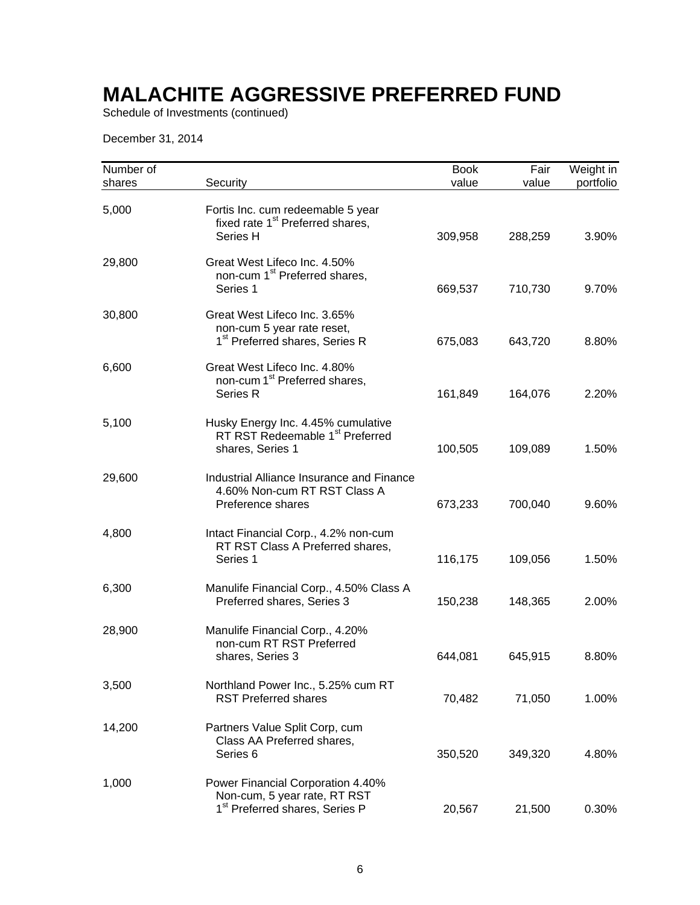# MALACHITE AGGRESSIVE PREFERRED FUND

Schedule of Investments (continued)

December 31, 2014

| Number of shares | Security | Book value | Fair value | Weight in portfolio |
|---|---|---|---|---|
| 5,000 | Fortis Inc. cum redeemable 5 year fixed rate 1st Preferred shares, Series H | 309,958 | 288,259 | 3.90% |
| 29,800 | Great West Lifeco Inc. 4.50% non-cum 1st Preferred shares, Series 1 | 669,537 | 710,730 | 9.70% |
| 30,800 | Great West Lifeco Inc. 3.65% non-cum 5 year rate reset, 1st Preferred shares, Series R | 675,083 | 643,720 | 8.80% |
| 6,600 | Great West Lifeco Inc. 4.80% non-cum 1st Preferred shares, Series R | 161,849 | 164,076 | 2.20% |
| 5,100 | Husky Energy Inc. 4.45% cumulative RT RST Redeemable 1st Preferred shares, Series 1 | 100,505 | 109,089 | 1.50% |
| 29,600 | Industrial Alliance Insurance and Finance 4.60% Non-cum RT RST Class A Preference shares | 673,233 | 700,040 | 9.60% |
| 4,800 | Intact Financial Corp., 4.2% non-cum RT RST Class A Preferred shares, Series 1 | 116,175 | 109,056 | 1.50% |
| 6,300 | Manulife Financial Corp., 4.50% Class A Preferred shares, Series 3 | 150,238 | 148,365 | 2.00% |
| 28,900 | Manulife Financial Corp., 4.20% non-cum RT RST Preferred shares, Series 3 | 644,081 | 645,915 | 8.80% |
| 3,500 | Northland Power Inc., 5.25% cum RT RST Preferred shares | 70,482 | 71,050 | 1.00% |
| 14,200 | Partners Value Split Corp, cum Class AA Preferred shares, Series 6 | 350,520 | 349,320 | 4.80% |
| 1,000 | Power Financial Corporation 4.40% Non-cum, 5 year rate, RT RST 1st Preferred shares, Series P | 20,567 | 21,500 | 0.30% |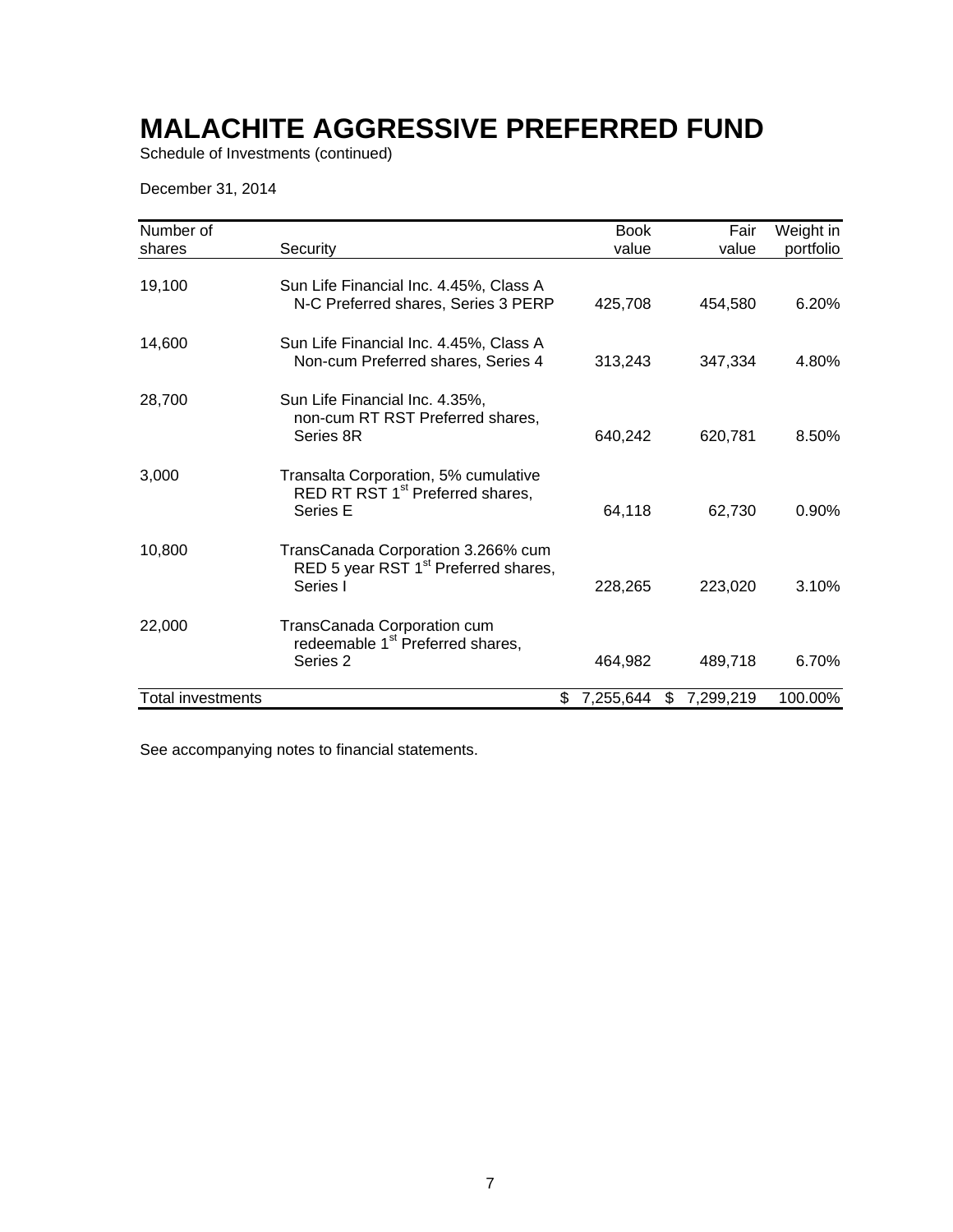# MALACHITE AGGRESSIVE PREFERRED FUND

Schedule of Investments (continued)

December 31, 2014

| Number of shares | Security | Book value | Fair value | Weight in portfolio |
|---|---|---|---|---|
| 19,100 | Sun Life Financial Inc. 4.45%, Class A N-C Preferred shares, Series 3 PERP | 425,708 | 454,580 | 6.20% |
| 14,600 | Sun Life Financial Inc. 4.45%, Class A Non-cum Preferred shares, Series 4 | 313,243 | 347,334 | 4.80% |
| 28,700 | Sun Life Financial Inc. 4.35%, non-cum RT RST Preferred shares, Series 8R | 640,242 | 620,781 | 8.50% |
| 3,000 | Transalta Corporation, 5% cumulative RED RT RST 1st Preferred shares, Series E | 64,118 | 62,730 | 0.90% |
| 10,800 | TransCanada Corporation 3.266% cum RED 5 year RST 1st Preferred shares, Series I | 228,265 | 223,020 | 3.10% |
| 22,000 | TransCanada Corporation cum redeemable 1st Preferred shares, Series 2 | 464,982 | 489,718 | 6.70% |
| Total investments | | $ 7,255,644 | $ 7,299,219 | 100.00% |

See accompanying notes to financial statements.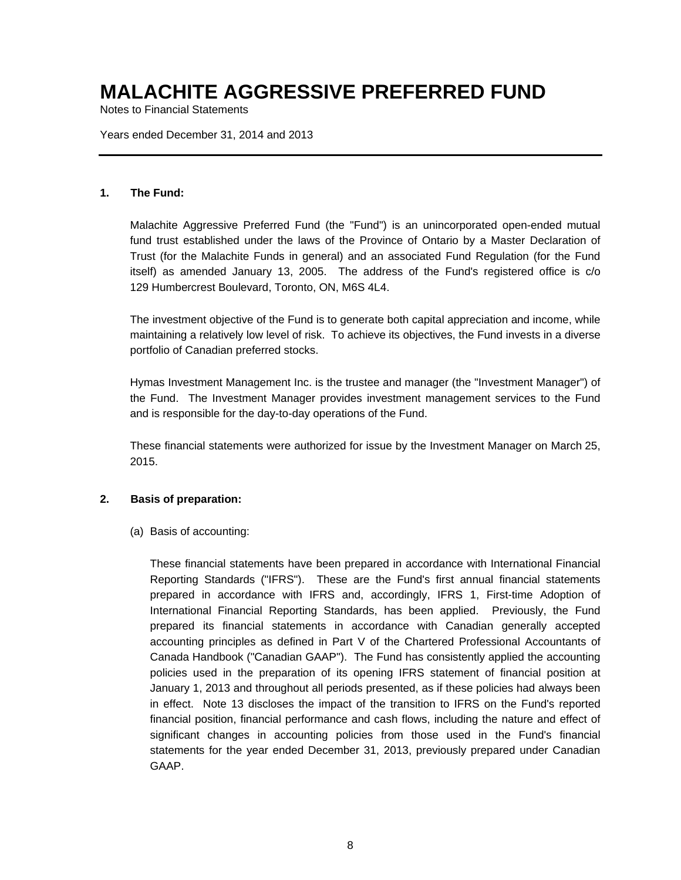# MALACHITE AGGRESSIVE PREFERRED FUND

Notes to Financial Statements

Years ended December 31, 2014 and 2013

**1. The Fund:**

Malachite Aggressive Preferred Fund (the "Fund") is an unincorporated open-ended mutual fund trust established under the laws of the Province of Ontario by a Master Declaration of Trust (for the Malachite Funds in general) and an associated Fund Regulation (for the Fund itself) as amended January 13, 2005. The address of the Fund's registered office is c/o 129 Humbercrest Boulevard, Toronto, ON, M6S 4L4.

The investment objective of the Fund is to generate both capital appreciation and income, while maintaining a relatively low level of risk. To achieve its objectives, the Fund invests in a diverse portfolio of Canadian preferred stocks.

Hymas Investment Management Inc. is the trustee and manager (the "Investment Manager") of the Fund. The Investment Manager provides investment management services to the Fund and is responsible for the day-to-day operations of the Fund.

These financial statements were authorized for issue by the Investment Manager on March 25, 2015.

**2. Basis of preparation:**

(a) Basis of accounting:

These financial statements have been prepared in accordance with International Financial Reporting Standards ("IFRS"). These are the Fund's first annual financial statements prepared in accordance with IFRS and, accordingly, IFRS 1, First-time Adoption of International Financial Reporting Standards, has been applied. Previously, the Fund prepared its financial statements in accordance with Canadian generally accepted accounting principles as defined in Part V of the Chartered Professional Accountants of Canada Handbook ("Canadian GAAP"). The Fund has consistently applied the accounting policies used in the preparation of its opening IFRS statement of financial position at January 1, 2013 and throughout all periods presented, as if these policies had always been in effect. Note 13 discloses the impact of the transition to IFRS on the Fund's reported financial position, financial performance and cash flows, including the nature and effect of significant changes in accounting policies from those used in the Fund's financial statements for the year ended December 31, 2013, previously prepared under Canadian GAAP.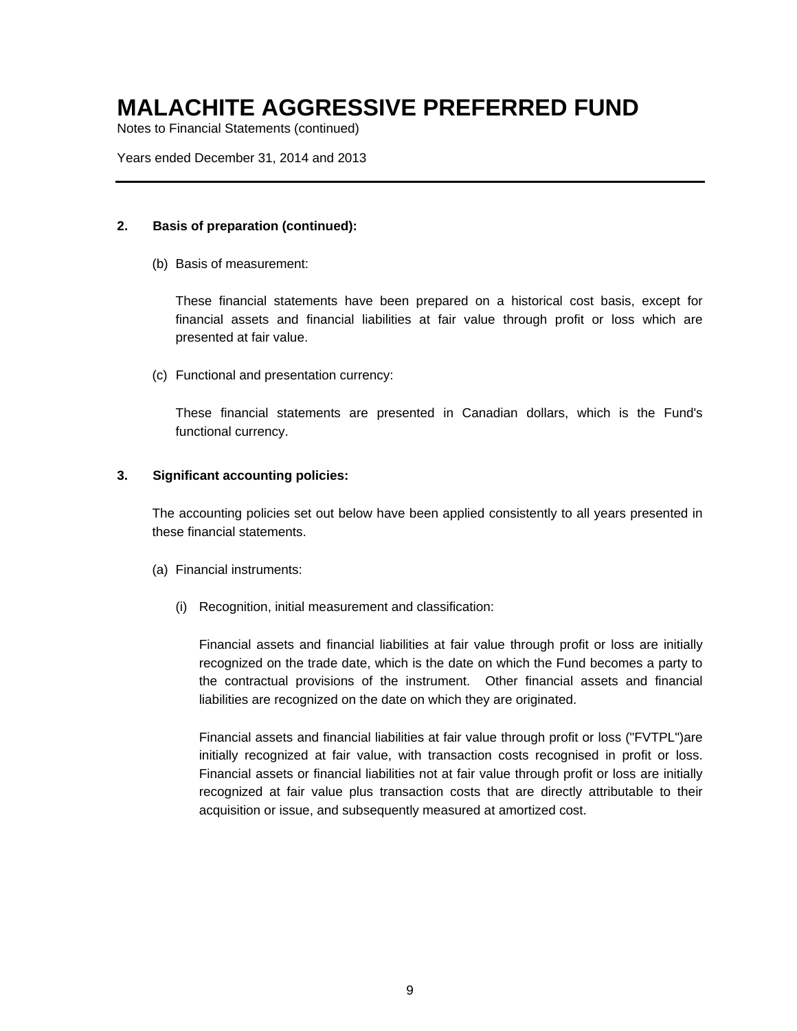**2. Basis of preparation (continued):**

(b) Basis of measurement:

These financial statements have been prepared on a historical cost basis, except for financial assets and financial liabilities at fair value through profit or loss which are presented at fair value.

(c) Functional and presentation currency:

These financial statements are presented in Canadian dollars, which is the Fund's functional currency.

**3. Significant accounting policies:**

The accounting policies set out below have been applied consistently to all years presented in these financial statements.

(a) Financial instruments:

(i) Recognition, initial measurement and classification:

Financial assets and financial liabilities at fair value through profit or loss are initially recognized on the trade date, which is the date on which the Fund becomes a party to the contractual provisions of the instrument. Other financial assets and financial liabilities are recognized on the date on which they are originated.

Financial assets and financial liabilities at fair value through profit or loss ("FVTPL")are initially recognized at fair value, with transaction costs recognised in profit or loss. Financial assets or financial liabilities not at fair value through profit or loss are initially recognized at fair value plus transaction costs that are directly attributable to their acquisition or issue, and subsequently measured at amortized cost.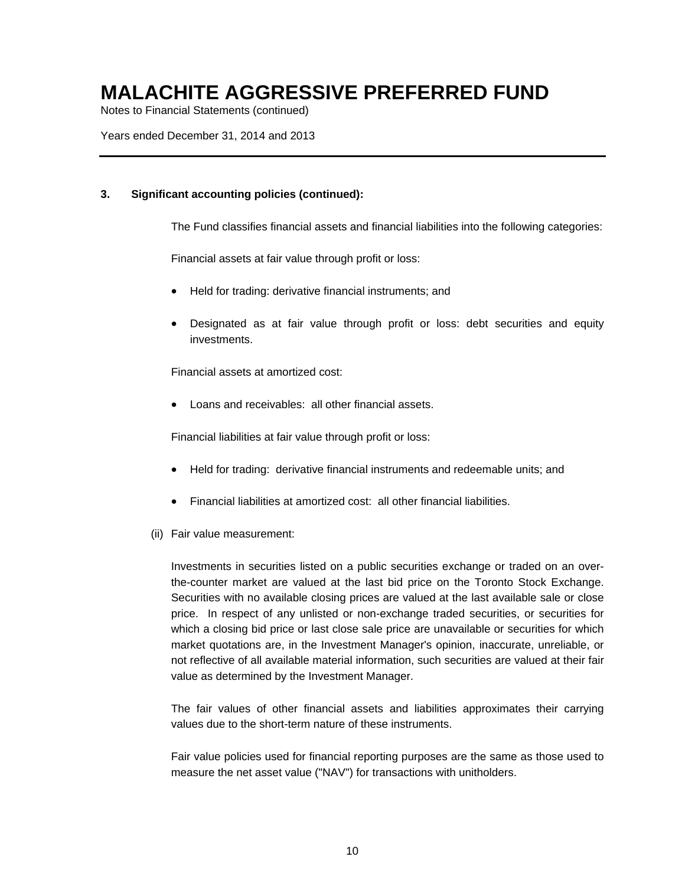# MALACHITE AGGRESSIVE PREFERRED FUND

Notes to Financial Statements (continued)

Years ended December 31, 2014 and 2013

---

**3. Significant accounting policies (continued):**

The Fund classifies financial assets and financial liabilities into the following categories:

Financial assets at fair value through profit or loss:

- Held for trading: derivative financial instruments; and
- Designated as at fair value through profit or loss: debt securities and equity investments.

Financial assets at amortized cost:

- Loans and receivables: all other financial assets.

Financial liabilities at fair value through profit or loss:

- Held for trading: derivative financial instruments and redeemable units; and
- Financial liabilities at amortized cost: all other financial liabilities.

(ii) Fair value measurement:

Investments in securities listed on a public securities exchange or traded on an over-the-counter market are valued at the last bid price on the Toronto Stock Exchange. Securities with no available closing prices are valued at the last available sale or close price. In respect of any unlisted or non-exchange traded securities, or securities for which a closing bid price or last close sale price are unavailable or securities for which market quotations are, in the Investment Manager's opinion, inaccurate, unreliable, or not reflective of all available material information, such securities are valued at their fair value as determined by the Investment Manager.

The fair values of other financial assets and liabilities approximates their carrying values due to the short-term nature of these instruments.

Fair value policies used for financial reporting purposes are the same as those used to measure the net asset value ("NAV") for transactions with unitholders.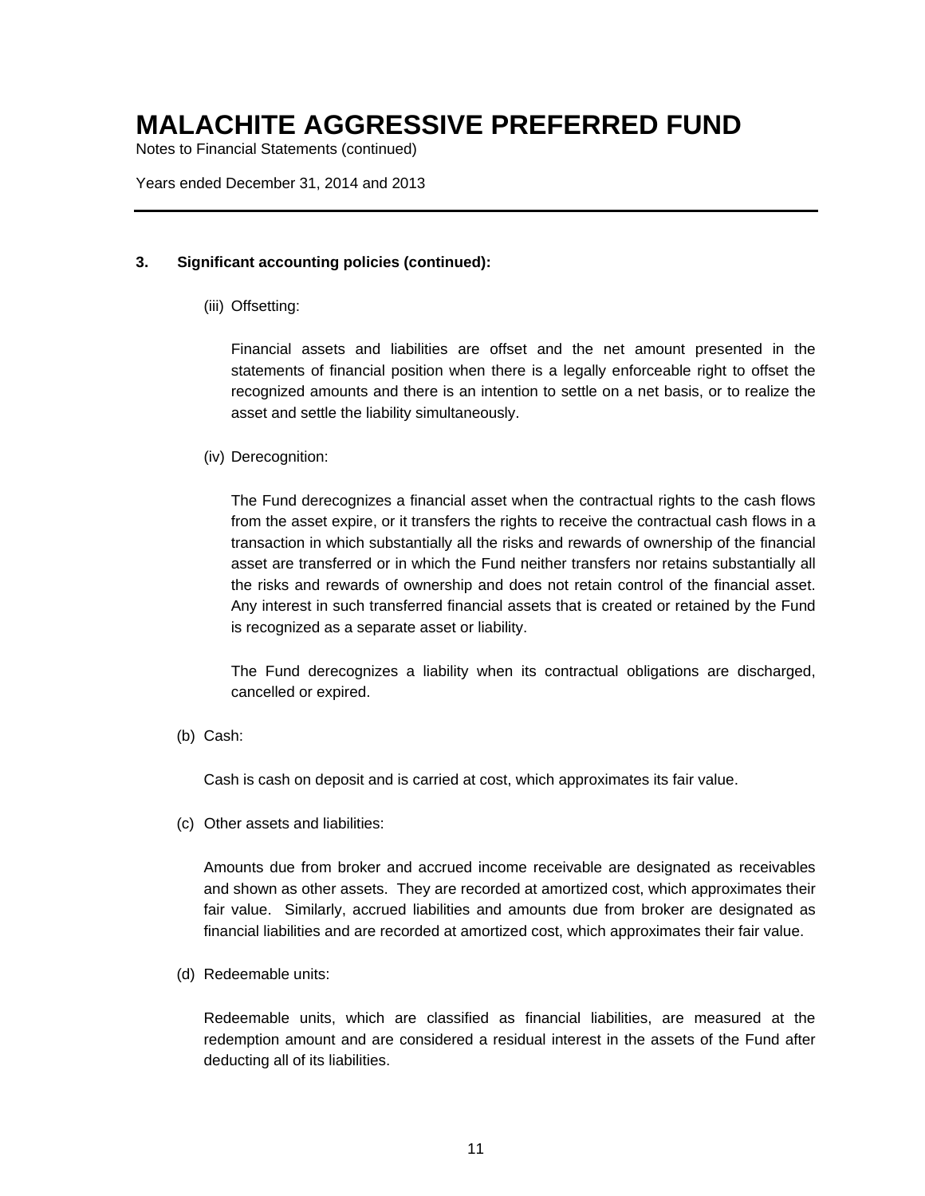# MALACHITE AGGRESSIVE PREFERRED FUND

Notes to Financial Statements (continued)

Years ended December 31, 2014 and 2013

---

**3. Significant accounting policies (continued):**

(iii) Offsetting:

Financial assets and liabilities are offset and the net amount presented in the statements of financial position when there is a legally enforceable right to offset the recognized amounts and there is an intention to settle on a net basis, or to realize the asset and settle the liability simultaneously.

(iv) Derecognition:

The Fund derecognizes a financial asset when the contractual rights to the cash flows from the asset expire, or it transfers the rights to receive the contractual cash flows in a transaction in which substantially all the risks and rewards of ownership of the financial asset are transferred or in which the Fund neither transfers nor retains substantially all the risks and rewards of ownership and does not retain control of the financial asset. Any interest in such transferred financial assets that is created or retained by the Fund is recognized as a separate asset or liability.

The Fund derecognizes a liability when its contractual obligations are discharged, cancelled or expired.

(b) Cash:

Cash is cash on deposit and is carried at cost, which approximates its fair value.

(c) Other assets and liabilities:

Amounts due from broker and accrued income receivable are designated as receivables and shown as other assets. They are recorded at amortized cost, which approximates their fair value. Similarly, accrued liabilities and amounts due from broker are designated as financial liabilities and are recorded at amortized cost, which approximates their fair value.

(d) Redeemable units:

Redeemable units, which are classified as financial liabilities, are measured at the redemption amount and are considered a residual interest in the assets of the Fund after deducting all of its liabilities.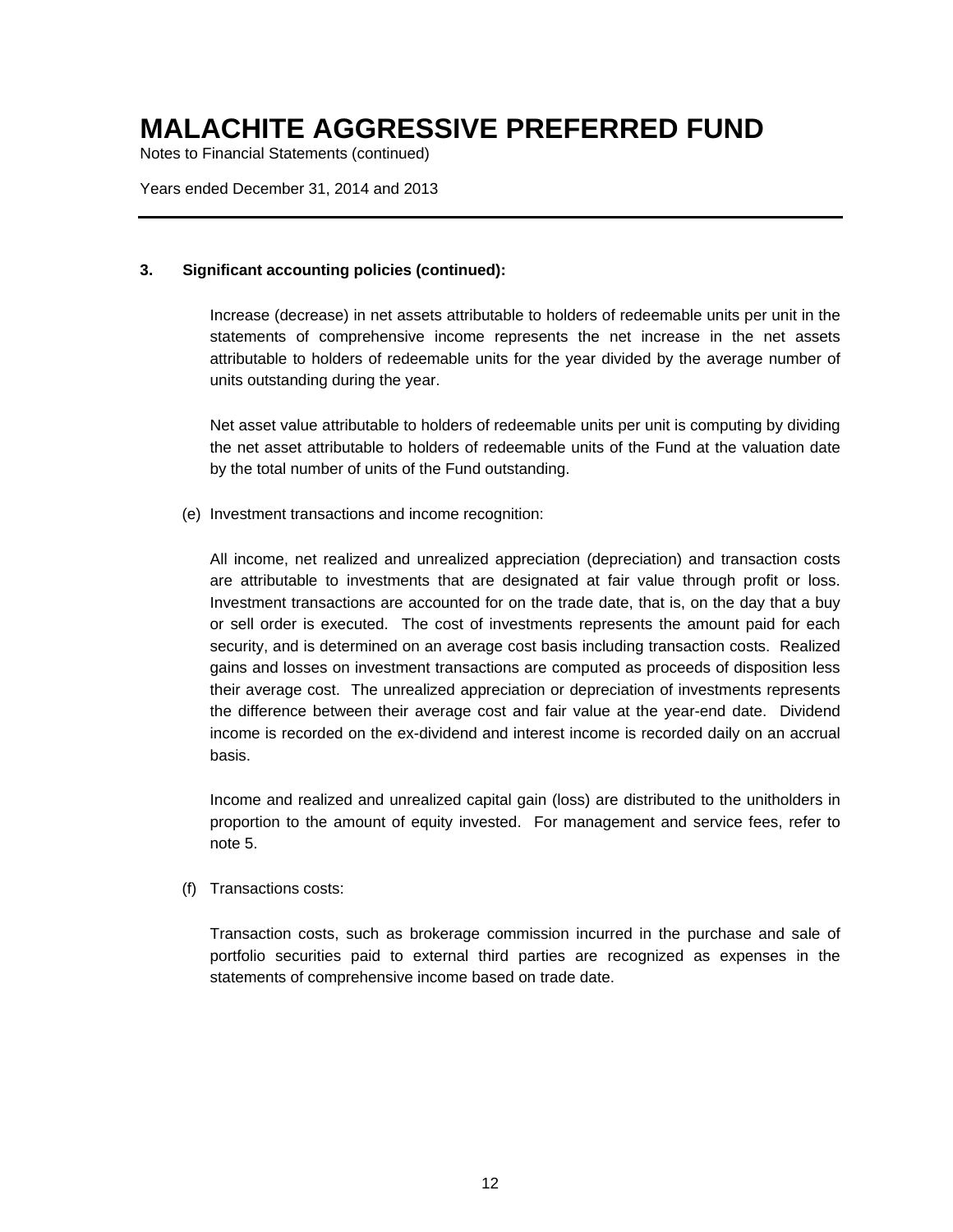# MALACHITE AGGRESSIVE PREFERRED FUND

Notes to Financial Statements (continued)

Years ended December 31, 2014 and 2013

**3. Significant accounting policies (continued):**

Increase (decrease) in net assets attributable to holders of redeemable units per unit in the statements of comprehensive income represents the net increase in the net assets attributable to holders of redeemable units for the year divided by the average number of units outstanding during the year.

Net asset value attributable to holders of redeemable units per unit is computing by dividing the net asset attributable to holders of redeemable units of the Fund at the valuation date by the total number of units of the Fund outstanding.

(e) Investment transactions and income recognition:

All income, net realized and unrealized appreciation (depreciation) and transaction costs are attributable to investments that are designated at fair value through profit or loss. Investment transactions are accounted for on the trade date, that is, on the day that a buy or sell order is executed. The cost of investments represents the amount paid for each security, and is determined on an average cost basis including transaction costs. Realized gains and losses on investment transactions are computed as proceeds of disposition less their average cost. The unrealized appreciation or depreciation of investments represents the difference between their average cost and fair value at the year-end date. Dividend income is recorded on the ex-dividend and interest income is recorded daily on an accrual basis.

Income and realized and unrealized capital gain (loss) are distributed to the unitholders in proportion to the amount of equity invested. For management and service fees, refer to note 5.

(f) Transactions costs:

Transaction costs, such as brokerage commission incurred in the purchase and sale of portfolio securities paid to external third parties are recognized as expenses in the statements of comprehensive income based on trade date.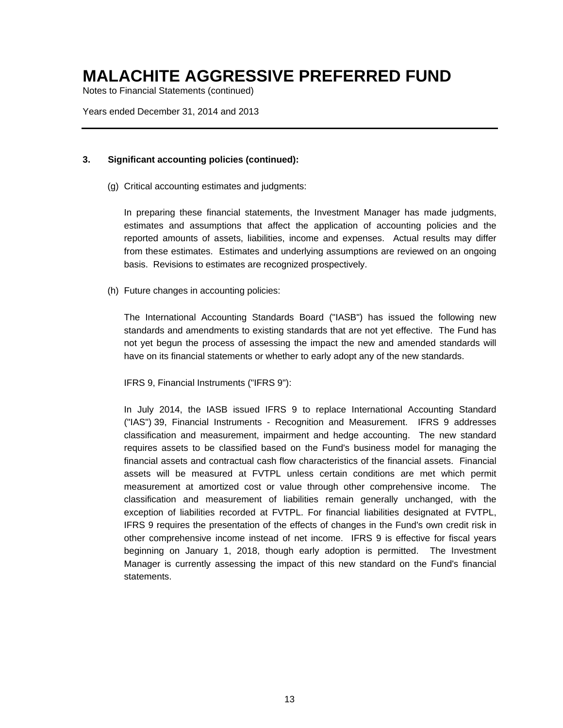# MALACHITE AGGRESSIVE PREFERRED FUND

Notes to Financial Statements (continued)

Years ended December 31, 2014 and 2013

## 3. Significant accounting policies (continued):

(g) Critical accounting estimates and judgments:

In preparing these financial statements, the Investment Manager has made judgments, estimates and assumptions that affect the application of accounting policies and the reported amounts of assets, liabilities, income and expenses. Actual results may differ from these estimates. Estimates and underlying assumptions are reviewed on an ongoing basis. Revisions to estimates are recognized prospectively.

(h) Future changes in accounting policies:

The International Accounting Standards Board ("IASB") has issued the following new standards and amendments to existing standards that are not yet effective. The Fund has not yet begun the process of assessing the impact the new and amended standards will have on its financial statements or whether to early adopt any of the new standards.

IFRS 9, Financial Instruments ("IFRS 9"):

In July 2014, the IASB issued IFRS 9 to replace International Accounting Standard ("IAS") 39, Financial Instruments - Recognition and Measurement. IFRS 9 addresses classification and measurement, impairment and hedge accounting. The new standard requires assets to be classified based on the Fund's business model for managing the financial assets and contractual cash flow characteristics of the financial assets. Financial assets will be measured at FVTPL unless certain conditions are met which permit measurement at amortized cost or value through other comprehensive income. The classification and measurement of liabilities remain generally unchanged, with the exception of liabilities recorded at FVTPL. For financial liabilities designated at FVTPL, IFRS 9 requires the presentation of the effects of changes in the Fund's own credit risk in other comprehensive income instead of net income. IFRS 9 is effective for fiscal years beginning on January 1, 2018, though early adoption is permitted. The Investment Manager is currently assessing the impact of this new standard on the Fund's financial statements.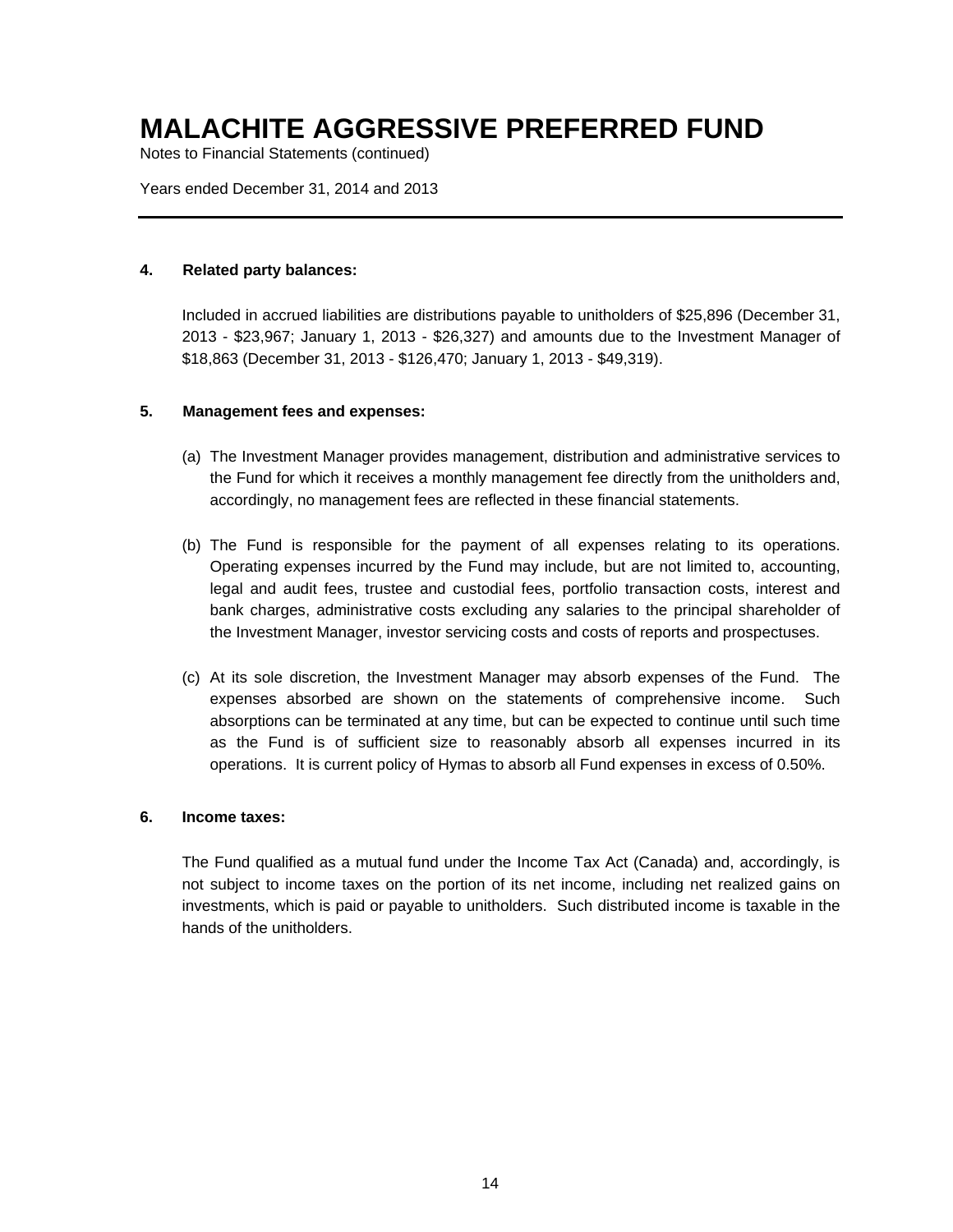# MALACHITE AGGRESSIVE PREFERRED FUND

Notes to Financial Statements (continued)

Years ended December 31, 2014 and 2013

## 4. Related party balances:

Included in accrued liabilities are distributions payable to unitholders of $25,896 (December 31, 2013 - $23,967; January 1, 2013 - $26,327) and amounts due to the Investment Manager of $18,863 (December 31, 2013 - $126,470; January 1, 2013 - $49,319).

## 5. Management fees and expenses:

(a) The Investment Manager provides management, distribution and administrative services to the Fund for which it receives a monthly management fee directly from the unitholders and, accordingly, no management fees are reflected in these financial statements.

(b) The Fund is responsible for the payment of all expenses relating to its operations. Operating expenses incurred by the Fund may include, but are not limited to, accounting, legal and audit fees, trustee and custodial fees, portfolio transaction costs, interest and bank charges, administrative costs excluding any salaries to the principal shareholder of the Investment Manager, investor servicing costs and costs of reports and prospectuses.

(c) At its sole discretion, the Investment Manager may absorb expenses of the Fund. The expenses absorbed are shown on the statements of comprehensive income. Such absorptions can be terminated at any time, but can be expected to continue until such time as the Fund is of sufficient size to reasonably absorb all expenses incurred in its operations. It is current policy of Hymas to absorb all Fund expenses in excess of 0.50%.

## 6. Income taxes:

The Fund qualified as a mutual fund under the Income Tax Act (Canada) and, accordingly, is not subject to income taxes on the portion of its net income, including net realized gains on investments, which is paid or payable to unitholders. Such distributed income is taxable in the hands of the unitholders.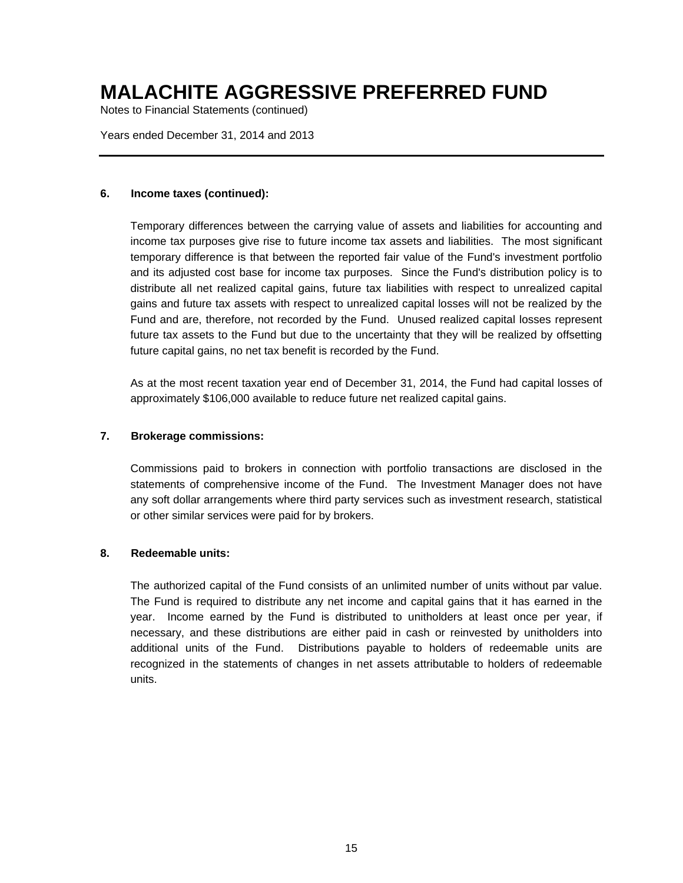# MALACHITE AGGRESSIVE PREFERRED FUND

Notes to Financial Statements (continued)

Years ended December 31, 2014 and 2013

**6. Income taxes (continued):**

Temporary differences between the carrying value of assets and liabilities for accounting and income tax purposes give rise to future income tax assets and liabilities. The most significant temporary difference is that between the reported fair value of the Fund's investment portfolio and its adjusted cost base for income tax purposes. Since the Fund's distribution policy is to distribute all net realized capital gains, future tax liabilities with respect to unrealized capital gains and future tax assets with respect to unrealized capital losses will not be realized by the Fund and are, therefore, not recorded by the Fund. Unused realized capital losses represent future tax assets to the Fund but due to the uncertainty that they will be realized by offsetting future capital gains, no net tax benefit is recorded by the Fund.

As at the most recent taxation year end of December 31, 2014, the Fund had capital losses of approximately $106,000 available to reduce future net realized capital gains.

**7. Brokerage commissions:**

Commissions paid to brokers in connection with portfolio transactions are disclosed in the statements of comprehensive income of the Fund. The Investment Manager does not have any soft dollar arrangements where third party services such as investment research, statistical or other similar services were paid for by brokers.

**8. Redeemable units:**

The authorized capital of the Fund consists of an unlimited number of units without par value. The Fund is required to distribute any net income and capital gains that it has earned in the year. Income earned by the Fund is distributed to unitholders at least once per year, if necessary, and these distributions are either paid in cash or reinvested by unitholders into additional units of the Fund. Distributions payable to holders of redeemable units are recognized in the statements of changes in net assets attributable to holders of redeemable units.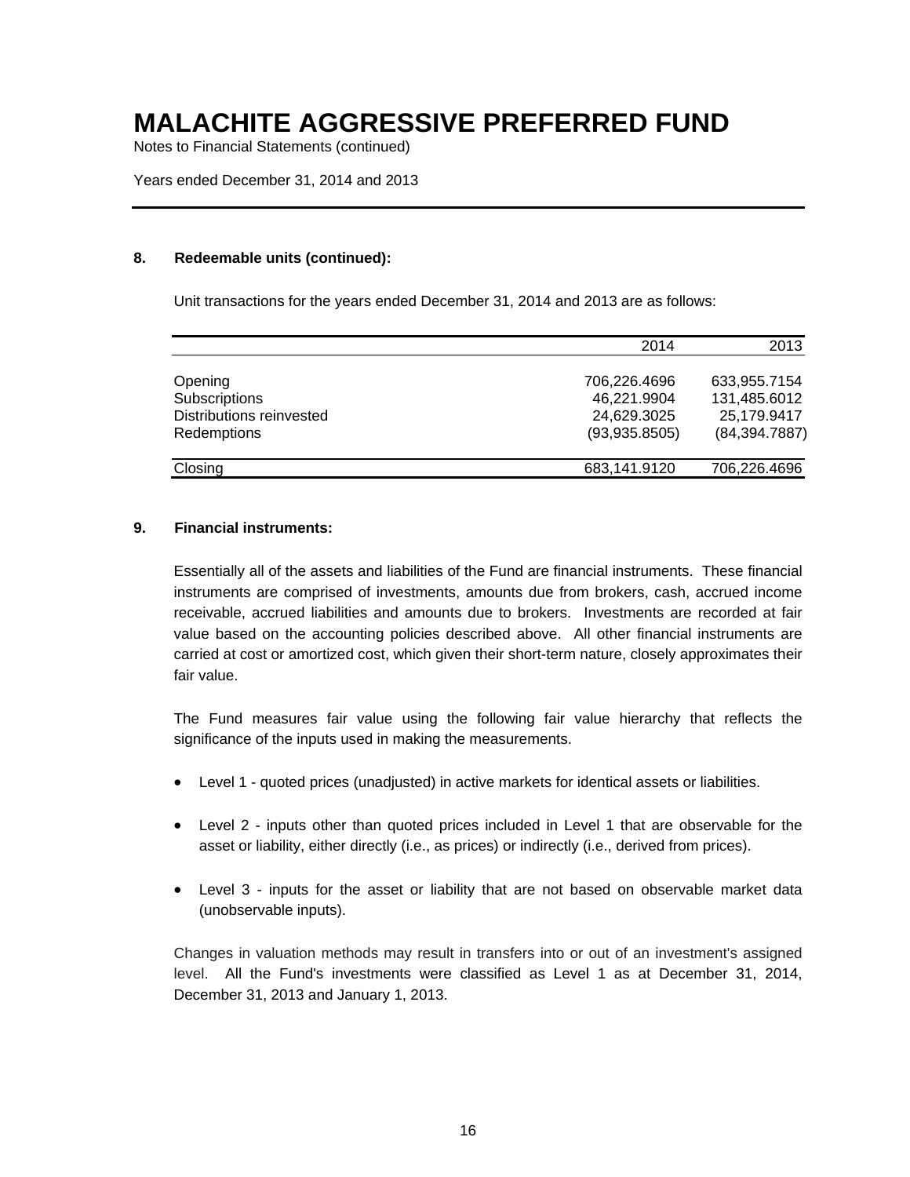# MALACHITE AGGRESSIVE PREFERRED FUND

Notes to Financial Statements (continued)

Years ended December 31, 2014 and 2013

## 8. Redeemable units (continued):

Unit transactions for the years ended December 31, 2014 and 2013 are as follows:

| | 2014 | 2013 |
|---|---|---|
| Opening | 706,226.4696 | 633,955.7154 |
| Subscriptions | 46,221.9904 | 131,485.6012 |
| Distributions reinvested | 24,629.3025 | 25,179.9417 |
| Redemptions | (93,935.8505) | (84,394.7887) |
| Closing | 683,141.9120 | 706,226.4696 |

## 9. Financial instruments:

Essentially all of the assets and liabilities of the Fund are financial instruments. These financial instruments are comprised of investments, amounts due from brokers, cash, accrued income receivable, accrued liabilities and amounts due to brokers. Investments are recorded at fair value based on the accounting policies described above. All other financial instruments are carried at cost or amortized cost, which given their short-term nature, closely approximates their fair value.

The Fund measures fair value using the following fair value hierarchy that reflects the significance of the inputs used in making the measurements.

- Level 1 - quoted prices (unadjusted) in active markets for identical assets or liabilities.
- Level 2 - inputs other than quoted prices included in Level 1 that are observable for the asset or liability, either directly (i.e., as prices) or indirectly (i.e., derived from prices).
- Level 3 - inputs for the asset or liability that are not based on observable market data (unobservable inputs).

Changes in valuation methods may result in transfers into or out of an investment's assigned level. All the Fund's investments were classified as Level 1 as at December 31, 2014, December 31, 2013 and January 1, 2013.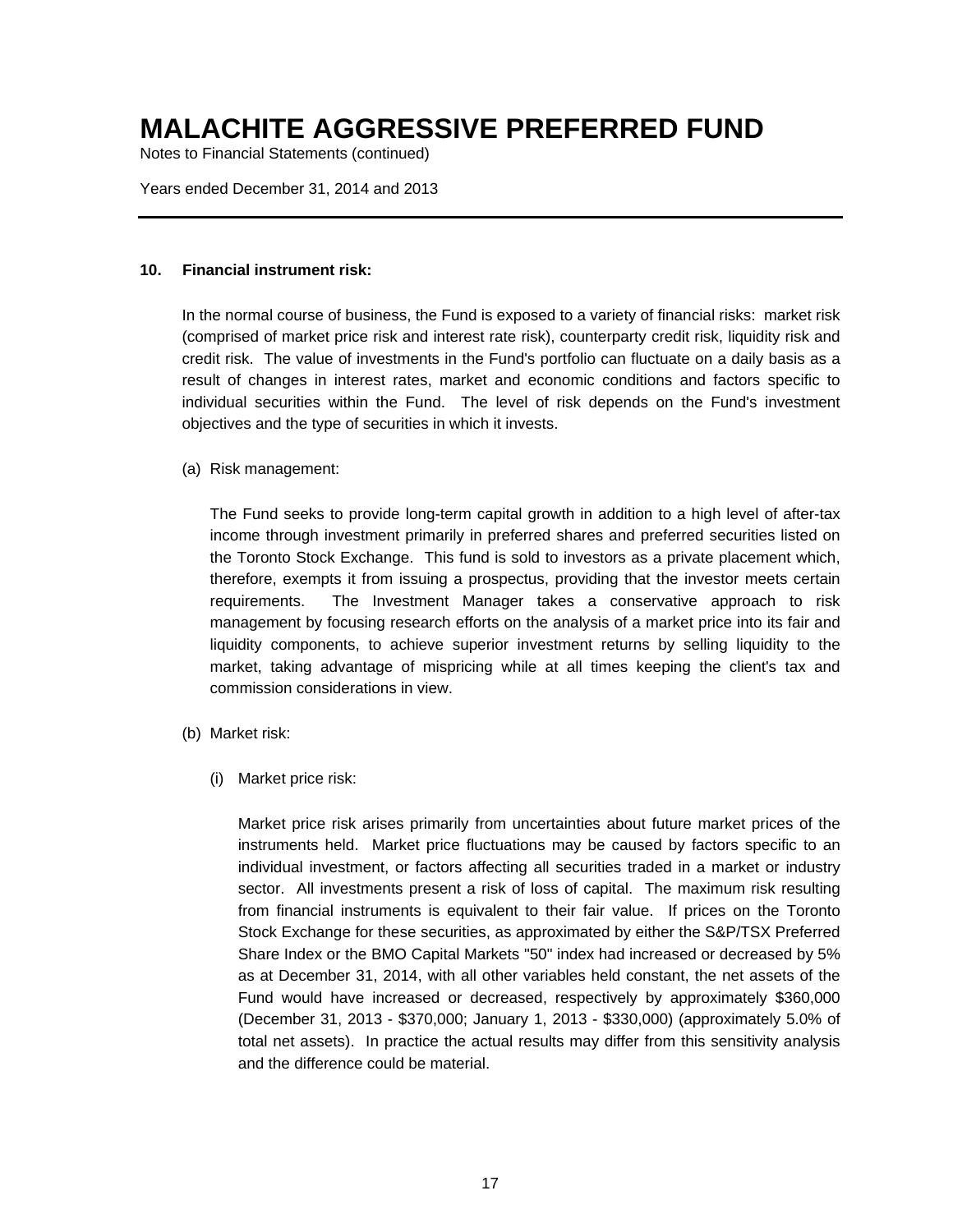# MALACHITE AGGRESSIVE PREFERRED FUND

Notes to Financial Statements (continued)

Years ended December 31, 2014 and 2013

## 10. Financial instrument risk:

In the normal course of business, the Fund is exposed to a variety of financial risks: market risk (comprised of market price risk and interest rate risk), counterparty credit risk, liquidity risk and credit risk. The value of investments in the Fund's portfolio can fluctuate on a daily basis as a result of changes in interest rates, market and economic conditions and factors specific to individual securities within the Fund. The level of risk depends on the Fund's investment objectives and the type of securities in which it invests.

(a) Risk management:

The Fund seeks to provide long-term capital growth in addition to a high level of after-tax income through investment primarily in preferred shares and preferred securities listed on the Toronto Stock Exchange. This fund is sold to investors as a private placement which, therefore, exempts it from issuing a prospectus, providing that the investor meets certain requirements. The Investment Manager takes a conservative approach to risk management by focusing research efforts on the analysis of a market price into its fair and liquidity components, to achieve superior investment returns by selling liquidity to the market, taking advantage of mispricing while at all times keeping the client's tax and commission considerations in view.

(b) Market risk:

(i) Market price risk:

Market price risk arises primarily from uncertainties about future market prices of the instruments held. Market price fluctuations may be caused by factors specific to an individual investment, or factors affecting all securities traded in a market or industry sector. All investments present a risk of loss of capital. The maximum risk resulting from financial instruments is equivalent to their fair value. If prices on the Toronto Stock Exchange for these securities, as approximated by either the S&P/TSX Preferred Share Index or the BMO Capital Markets "50" index had increased or decreased by 5% as at December 31, 2014, with all other variables held constant, the net assets of the Fund would have increased or decreased, respectively by approximately $360,000 (December 31, 2013 - $370,000; January 1, 2013 - $330,000) (approximately 5.0% of total net assets). In practice the actual results may differ from this sensitivity analysis and the difference could be material.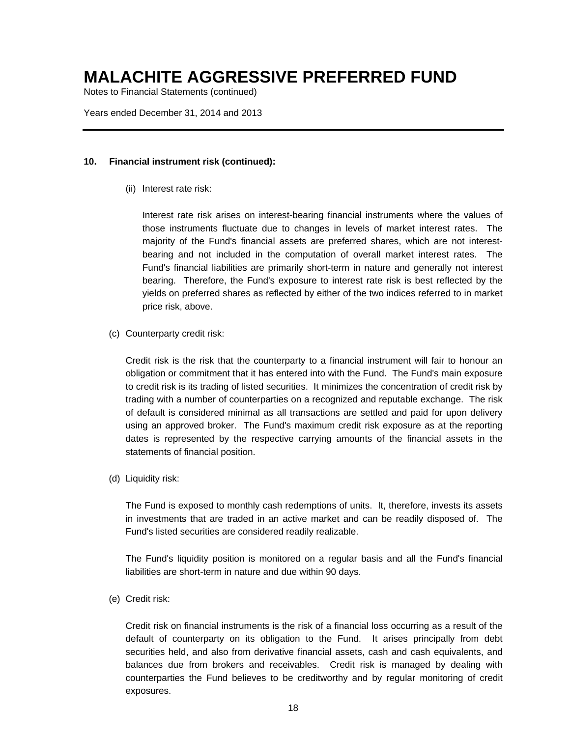# MALACHITE AGGRESSIVE PREFERRED FUND

Notes to Financial Statements (continued)

Years ended December 31, 2014 and 2013

## 10. Financial instrument risk (continued):

(ii) Interest rate risk:

Interest rate risk arises on interest-bearing financial instruments where the values of those instruments fluctuate due to changes in levels of market interest rates. The majority of the Fund's financial assets are preferred shares, which are not interest-bearing and not included in the computation of overall market interest rates. The Fund's financial liabilities are primarily short-term in nature and generally not interest bearing. Therefore, the Fund's exposure to interest rate risk is best reflected by the yields on preferred shares as reflected by either of the two indices referred to in market price risk, above.

(c) Counterparty credit risk:

Credit risk is the risk that the counterparty to a financial instrument will fair to honour an obligation or commitment that it has entered into with the Fund. The Fund's main exposure to credit risk is its trading of listed securities. It minimizes the concentration of credit risk by trading with a number of counterparties on a recognized and reputable exchange. The risk of default is considered minimal as all transactions are settled and paid for upon delivery using an approved broker. The Fund's maximum credit risk exposure as at the reporting dates is represented by the respective carrying amounts of the financial assets in the statements of financial position.

(d) Liquidity risk:

The Fund is exposed to monthly cash redemptions of units. It, therefore, invests its assets in investments that are traded in an active market and can be readily disposed of. The Fund's listed securities are considered readily realizable.

The Fund's liquidity position is monitored on a regular basis and all the Fund's financial liabilities are short-term in nature and due within 90 days.

(e) Credit risk:

Credit risk on financial instruments is the risk of a financial loss occurring as a result of the default of counterparty on its obligation to the Fund. It arises principally from debt securities held, and also from derivative financial assets, cash and cash equivalents, and balances due from brokers and receivables. Credit risk is managed by dealing with counterparties the Fund believes to be creditworthy and by regular monitoring of credit exposures.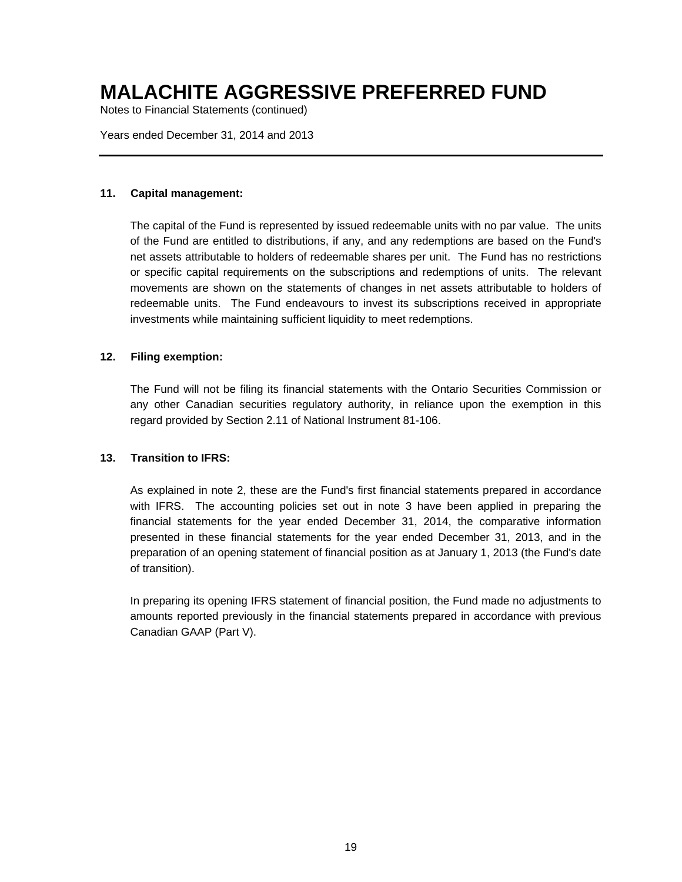# MALACHITE AGGRESSIVE PREFERRED FUND

Notes to Financial Statements (continued)

Years ended December 31, 2014 and 2013

---

**11. Capital management:**

The capital of the Fund is represented by issued redeemable units with no par value. The units of the Fund are entitled to distributions, if any, and any redemptions are based on the Fund's net assets attributable to holders of redeemable shares per unit. The Fund has no restrictions or specific capital requirements on the subscriptions and redemptions of units. The relevant movements are shown on the statements of changes in net assets attributable to holders of redeemable units. The Fund endeavours to invest its subscriptions received in appropriate investments while maintaining sufficient liquidity to meet redemptions.

**12. Filing exemption:**

The Fund will not be filing its financial statements with the Ontario Securities Commission or any other Canadian securities regulatory authority, in reliance upon the exemption in this regard provided by Section 2.11 of National Instrument 81-106.

**13. Transition to IFRS:**

As explained in note 2, these are the Fund's first financial statements prepared in accordance with IFRS. The accounting policies set out in note 3 have been applied in preparing the financial statements for the year ended December 31, 2014, the comparative information presented in these financial statements for the year ended December 31, 2013, and in the preparation of an opening statement of financial position as at January 1, 2013 (the Fund's date of transition).

In preparing its opening IFRS statement of financial position, the Fund made no adjustments to amounts reported previously in the financial statements prepared in accordance with previous Canadian GAAP (Part V).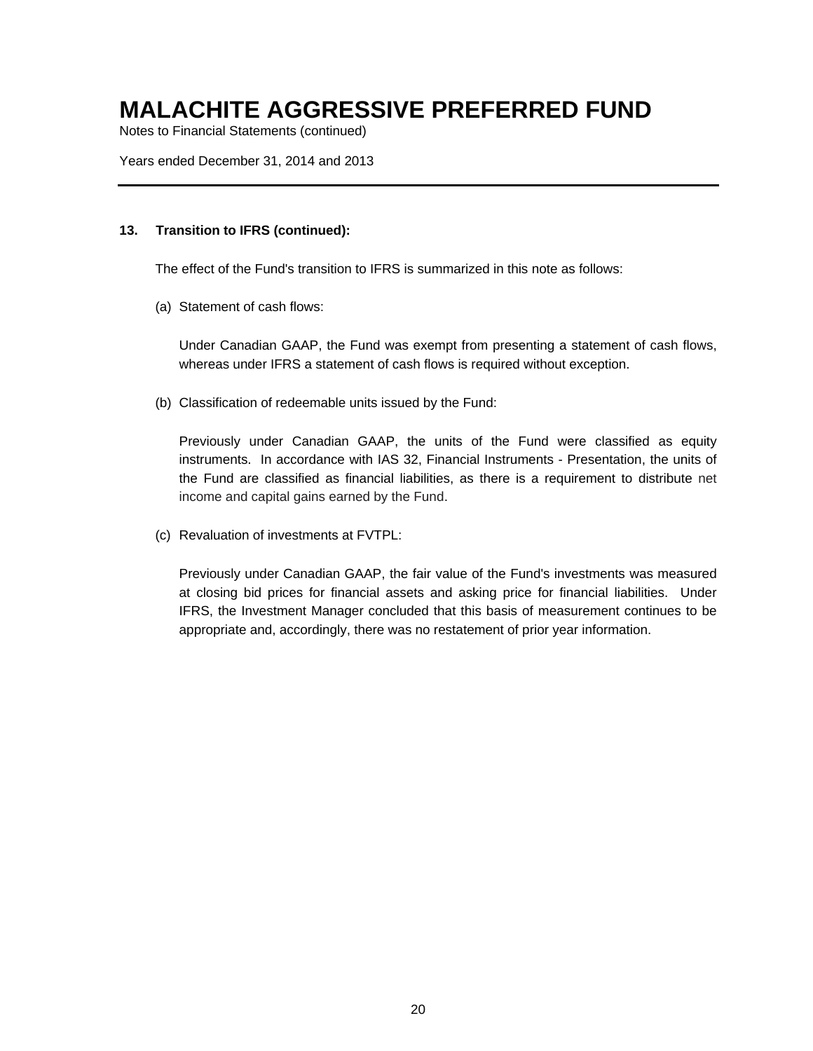# MALACHITE AGGRESSIVE PREFERRED FUND

Notes to Financial Statements (continued)

Years ended December 31, 2014 and 2013

**13. Transition to IFRS (continued):**

The effect of the Fund's transition to IFRS is summarized in this note as follows:

(a) Statement of cash flows:

Under Canadian GAAP, the Fund was exempt from presenting a statement of cash flows, whereas under IFRS a statement of cash flows is required without exception.

(b) Classification of redeemable units issued by the Fund:

Previously under Canadian GAAP, the units of the Fund were classified as equity instruments. In accordance with IAS 32, Financial Instruments - Presentation, the units of the Fund are classified as financial liabilities, as there is a requirement to distribute net income and capital gains earned by the Fund.

(c) Revaluation of investments at FVTPL:

Previously under Canadian GAAP, the fair value of the Fund's investments was measured at closing bid prices for financial assets and asking price for financial liabilities. Under IFRS, the Investment Manager concluded that this basis of measurement continues to be appropriate and, accordingly, there was no restatement of prior year information.